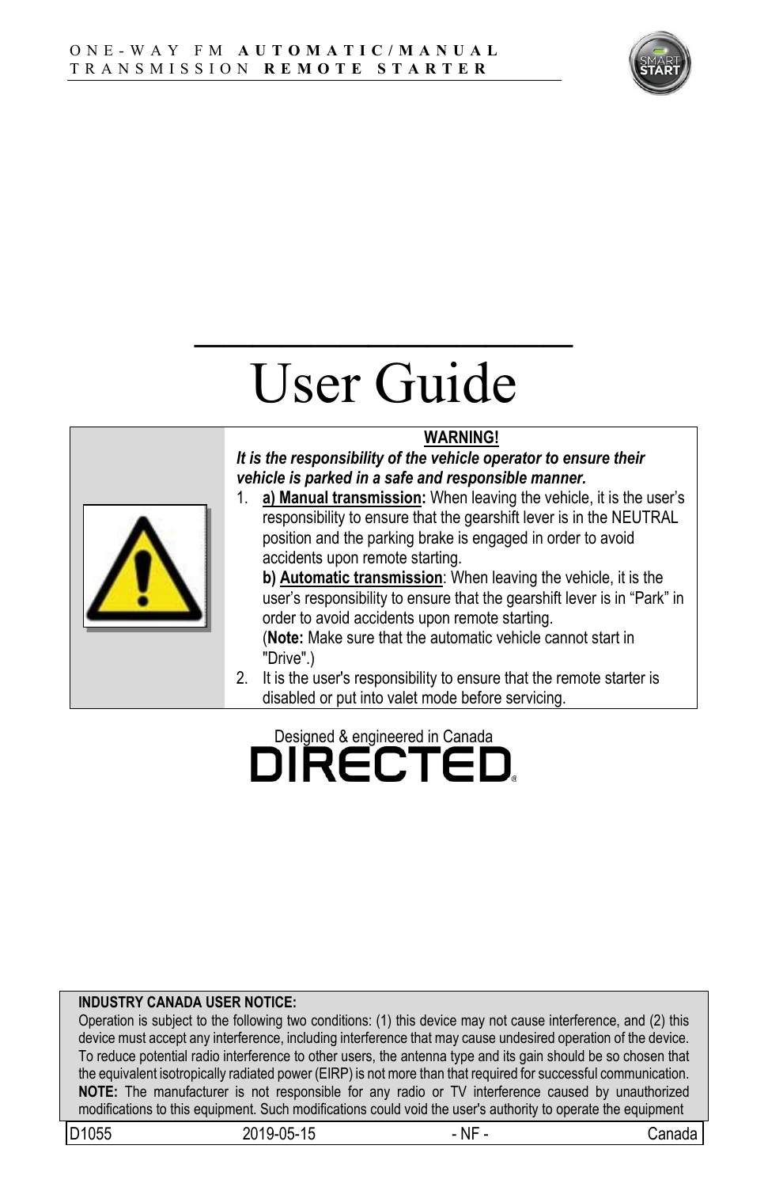ONE-WAY FM **AUTOMATIC/MANUAL** TRANSMISSION **REMOTE STARTER**

# User Guide

**WARNING!**

***It is the responsibility of the vehicle operator to ensure their vehicle is parked in a safe and responsible manner.***

1. **a) Manual transmission:** When leaving the vehicle, it is the user's responsibility to ensure that the gearshift lever is in the NEUTRAL position and the parking brake is engaged in order to avoid accidents upon remote starting.

   **b) Automatic transmission**: When leaving the vehicle, it is the user's responsibility to ensure that the gearshift lever is in "Park" in order to avoid accidents upon remote starting.
   (**Note:** Make sure that the automatic vehicle cannot start in "Drive".)
2. It is the user's responsibility to ensure that the remote starter is disabled or put into valet mode before servicing.

Designed & engineered in Canada

DIRECTED

**INDUSTRY CANADA USER NOTICE:**
Operation is subject to the following two conditions: (1) this device may not cause interference, and (2) this device must accept any interference, including interference that may cause undesired operation of the device. To reduce potential radio interference to other users, the antenna type and its gain should be so chosen that the equivalent isotropically radiated power (EIRP) is not more than that required for successful communication.
**NOTE:** The manufacturer is not responsible for any radio or TV interference caused by unauthorized modifications to this equipment. Such modifications could void the user's authority to operate the equipment

D1055 2019-05-15 - NF - Canada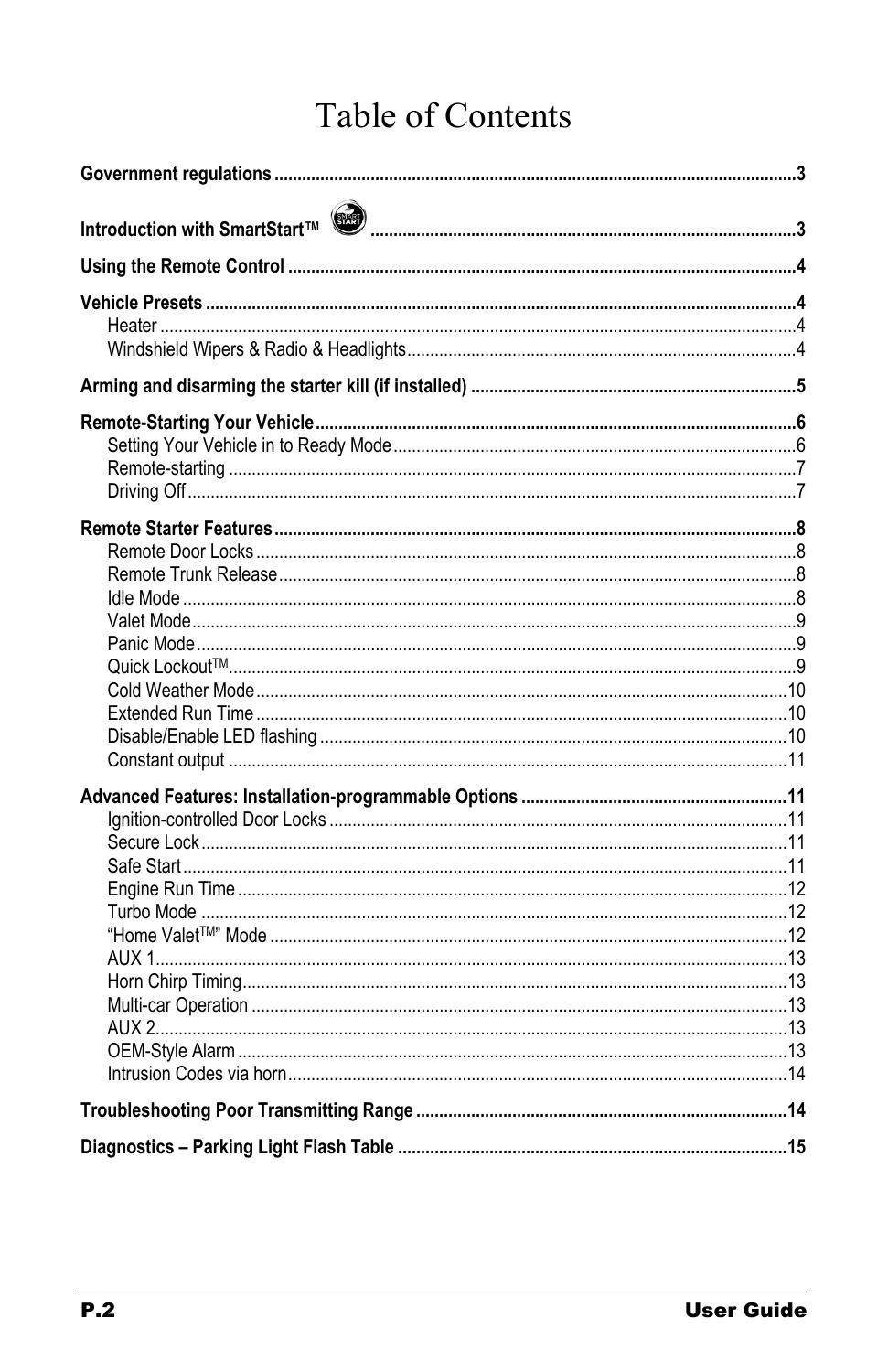# Table of Contents

**Government regulations** .......... 3

**Introduction with SmartStart™** .......... 3

**Using the Remote Control** .......... 4

**Vehicle Presets** .......... 4
- Heater .......... 4
- Windshield Wipers & Radio & Headlights .......... 4

**Arming and disarming the starter kill (if installed)** .......... 5

**Remote-Starting Your Vehicle** .......... 6
- Setting Your Vehicle in to Ready Mode .......... 6
- Remote-starting .......... 7
- Driving Off .......... 7

**Remote Starter Features** .......... 8
- Remote Door Locks .......... 8
- Remote Trunk Release .......... 8
- Idle Mode .......... 8
- Valet Mode .......... 9
- Panic Mode .......... 9
- Quick Lockout™ .......... 9
- Cold Weather Mode .......... 10
- Extended Run Time .......... 10
- Disable/Enable LED flashing .......... 10
- Constant output .......... 11

**Advanced Features: Installation-programmable Options** .......... 11
- Ignition-controlled Door Locks .......... 11
- Secure Lock .......... 11
- Safe Start .......... 11
- Engine Run Time .......... 12
- Turbo Mode .......... 12
- "Home Valet™" Mode .......... 12
- AUX 1 .......... 13
- Horn Chirp Timing .......... 13
- Multi-car Operation .......... 13
- AUX 2 .......... 13
- OEM-Style Alarm .......... 13
- Intrusion Codes via horn .......... 14

**Troubleshooting Poor Transmitting Range** .......... 14

**Diagnostics – Parking Light Flash Table** .......... 15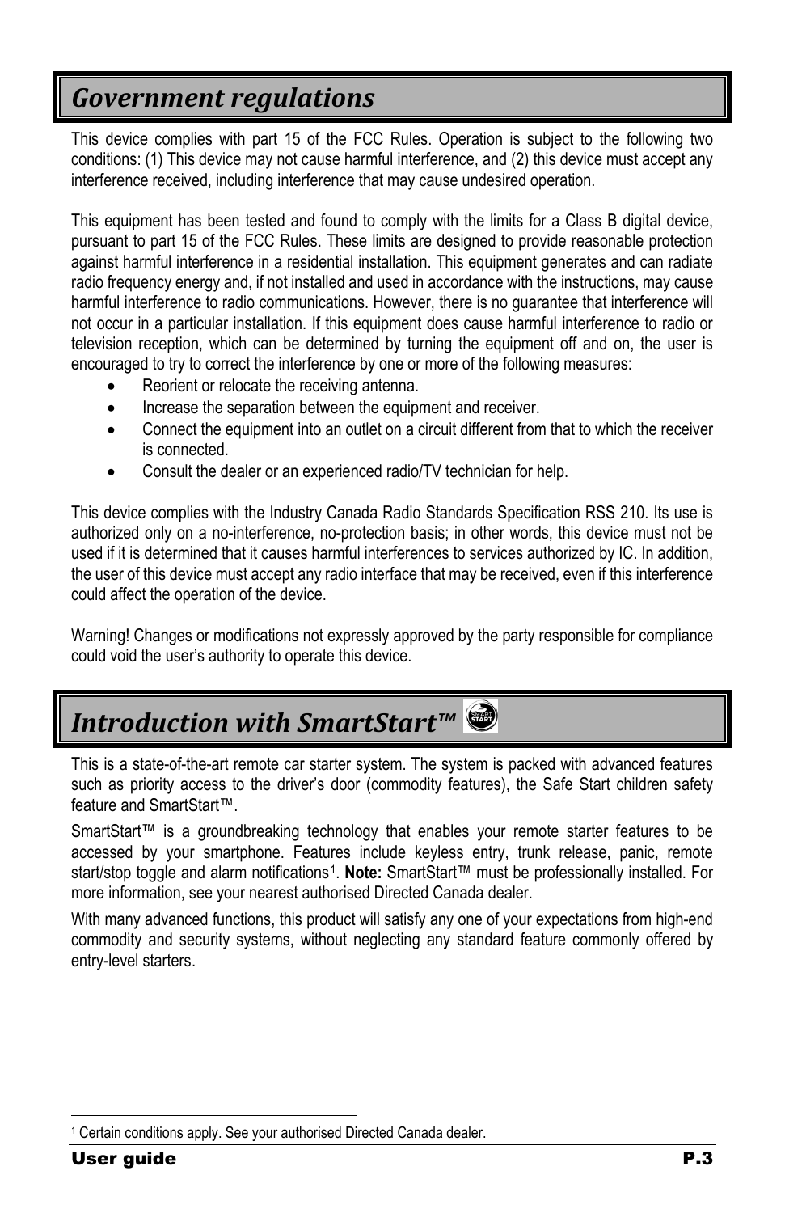# *Government regulations*

This device complies with part 15 of the FCC Rules. Operation is subject to the following two conditions: (1) This device may not cause harmful interference, and (2) this device must accept any interference received, including interference that may cause undesired operation.

This equipment has been tested and found to comply with the limits for a Class B digital device, pursuant to part 15 of the FCC Rules. These limits are designed to provide reasonable protection against harmful interference in a residential installation. This equipment generates and can radiate radio frequency energy and, if not installed and used in accordance with the instructions, may cause harmful interference to radio communications. However, there is no guarantee that interference will not occur in a particular installation. If this equipment does cause harmful interference to radio or television reception, which can be determined by turning the equipment off and on, the user is encouraged to try to correct the interference by one or more of the following measures:

- Reorient or relocate the receiving antenna.
- Increase the separation between the equipment and receiver.
- Connect the equipment into an outlet on a circuit different from that to which the receiver is connected.
- Consult the dealer or an experienced radio/TV technician for help.

This device complies with the Industry Canada Radio Standards Specification RSS 210. Its use is authorized only on a no-interference, no-protection basis; in other words, this device must not be used if it is determined that it causes harmful interferences to services authorized by IC. In addition, the user of this device must accept any radio interface that may be received, even if this interference could affect the operation of the device.

Warning! Changes or modifications not expressly approved by the party responsible for compliance could void the user's authority to operate this device.

# *Introduction with SmartStart™*

This is a state-of-the-art remote car starter system. The system is packed with advanced features such as priority access to the driver's door (commodity features), the Safe Start children safety feature and SmartStart™.

SmartStart™ is a groundbreaking technology that enables your remote starter features to be accessed by your smartphone. Features include keyless entry, trunk release, panic, remote start/stop toggle and alarm notifications[1]. **Note:** SmartStart™ must be professionally installed. For more information, see your nearest authorised Directed Canada dealer.

With many advanced functions, this product will satisfy any one of your expectations from high-end commodity and security systems, without neglecting any standard feature commonly offered by entry-level starters.

[1] Certain conditions apply. See your authorised Directed Canada dealer.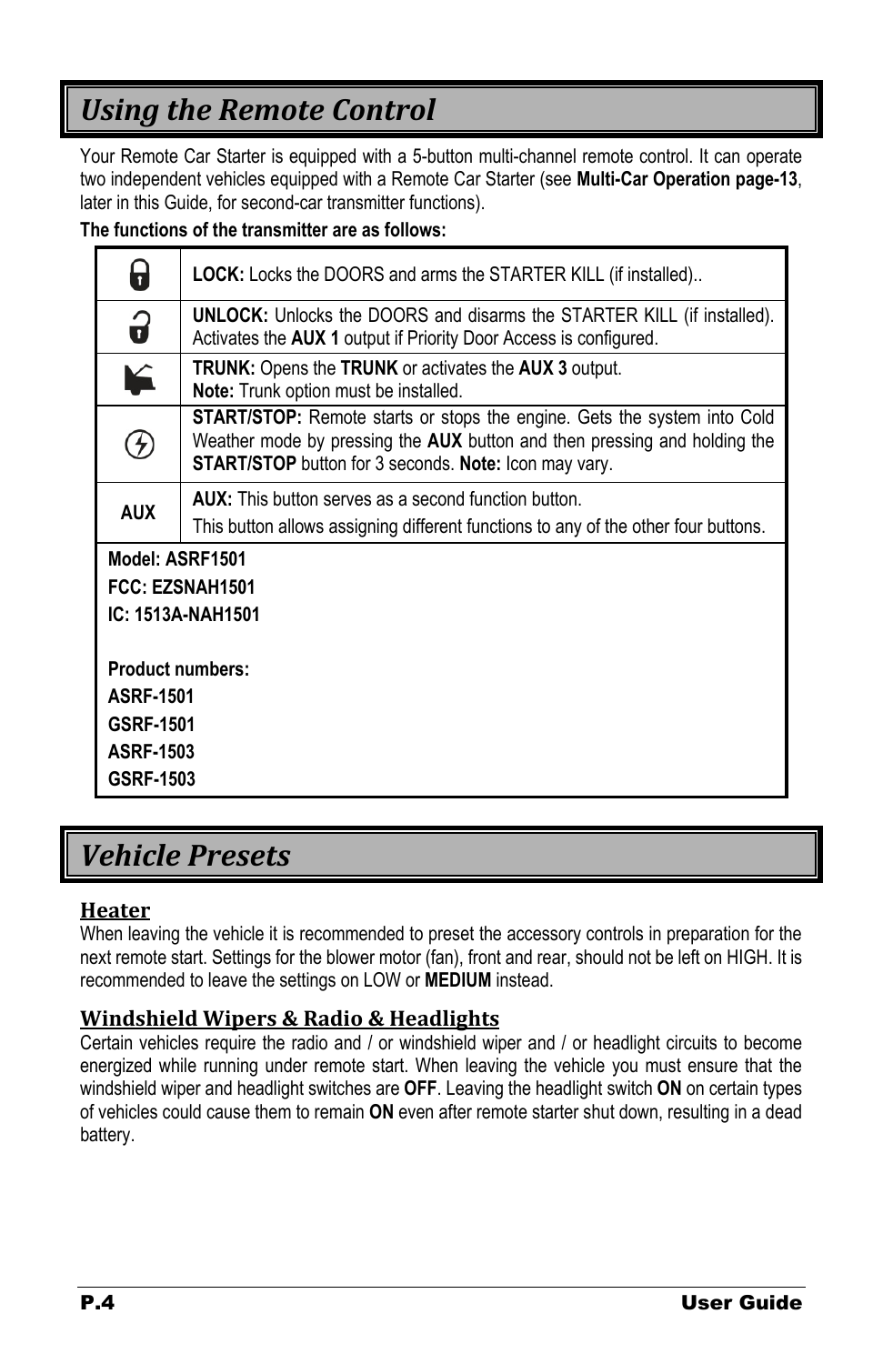# Using the Remote Control

Your Remote Car Starter is equipped with a 5-button multi-channel remote control. It can operate two independent vehicles equipped with a Remote Car Starter (see **Multi-Car Operation page-13**, later in this Guide, for second-car transmitter functions).

**The functions of the transmitter are as follows:**

| | |
|---|---|
| 🔒 | **LOCK:** Locks the DOORS and arms the STARTER KILL (if installed).. |
| 🔓 | **UNLOCK:** Unlocks the DOORS and disarms the STARTER KILL (if installed). Activates the **AUX 1** output if Priority Door Access is configured. |
| | **TRUNK:** Opens the **TRUNK** or activates the **AUX 3** output.<br>**Note:** Trunk option must be installed. |
| | **START/STOP:** Remote starts or stops the engine. Gets the system into Cold Weather mode by pressing the **AUX** button and then pressing and holding the **START/STOP** button for 3 seconds. **Note:** Icon may vary. |
| **AUX** | **AUX:** This button serves as a second function button.<br>This button allows assigning different functions to any of the other four buttons. |

**Model: ASRF1501**
**FCC: EZSNAH1501**
**IC: 1513A-NAH1501**

**Product numbers:**
**ASRF-1501**
**GSRF-1501**
**ASRF-1503**
**GSRF-1503**

# Vehicle Presets

## Heater

When leaving the vehicle it is recommended to preset the accessory controls in preparation for the next remote start. Settings for the blower motor (fan), front and rear, should not be left on HIGH. It is recommended to leave the settings on LOW or **MEDIUM** instead.

## Windshield Wipers & Radio & Headlights

Certain vehicles require the radio and / or windshield wiper and / or headlight circuits to become energized while running under remote start. When leaving the vehicle you must ensure that the windshield wiper and headlight switches are **OFF**. Leaving the headlight switch **ON** on certain types of vehicles could cause them to remain **ON** even after remote starter shut down, resulting in a dead battery.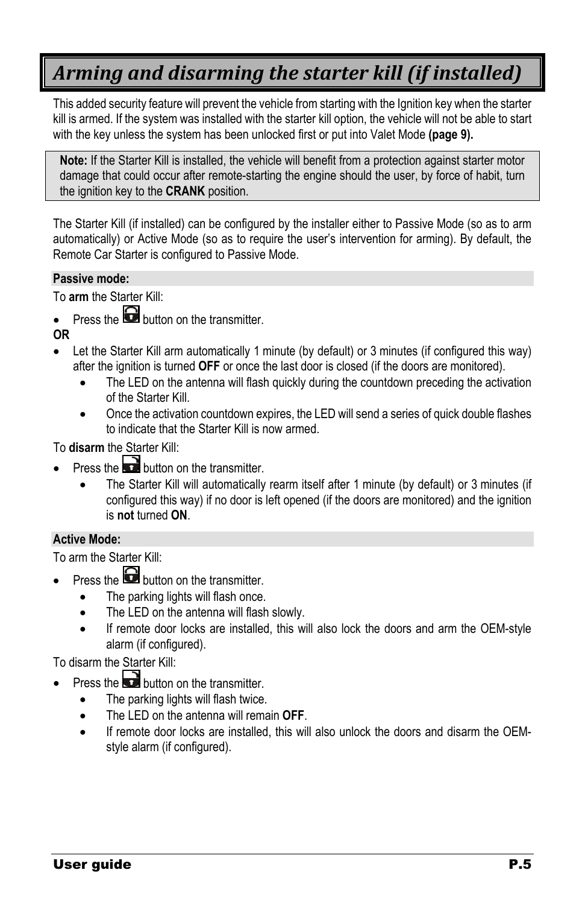# *Arming and disarming the starter kill (if installed)*

This added security feature will prevent the vehicle from starting with the Ignition key when the starter kill is armed. If the system was installed with the starter kill option, the vehicle will not be able to start with the key unless the system has been unlocked first or put into Valet Mode **(page 9).**

> **Note:** If the Starter Kill is installed, the vehicle will benefit from a protection against starter motor damage that could occur after remote-starting the engine should the user, by force of habit, turn the ignition key to the **CRANK** position.

The Starter Kill (if installed) can be configured by the installer either to Passive Mode (so as to arm automatically) or Active Mode (so as to require the user's intervention for arming). By default, the Remote Car Starter is configured to Passive Mode.

**Passive mode:**

To **arm** the Starter Kill:

- Press the (lock) button on the transmitter.

**OR**

- Let the Starter Kill arm automatically 1 minute (by default) or 3 minutes (if configured this way) after the ignition is turned **OFF** or once the last door is closed (if the doors are monitored).
  - The LED on the antenna will flash quickly during the countdown preceding the activation of the Starter Kill.
  - Once the activation countdown expires, the LED will send a series of quick double flashes to indicate that the Starter Kill is now armed.

To **disarm** the Starter Kill:

- Press the (unlock) button on the transmitter.
  - The Starter Kill will automatically rearm itself after 1 minute (by default) or 3 minutes (if configured this way) if no door is left opened (if the doors are monitored) and the ignition is **not** turned **ON**.

**Active Mode:**

To arm the Starter Kill:

- Press the (lock) button on the transmitter.
  - The parking lights will flash once.
  - The LED on the antenna will flash slowly.
  - If remote door locks are installed, this will also lock the doors and arm the OEM-style alarm (if configured).

To disarm the Starter Kill:

- Press the (unlock) button on the transmitter.
  - The parking lights will flash twice.
  - The LED on the antenna will remain **OFF**.
  - If remote door locks are installed, this will also unlock the doors and disarm the OEM-style alarm (if configured).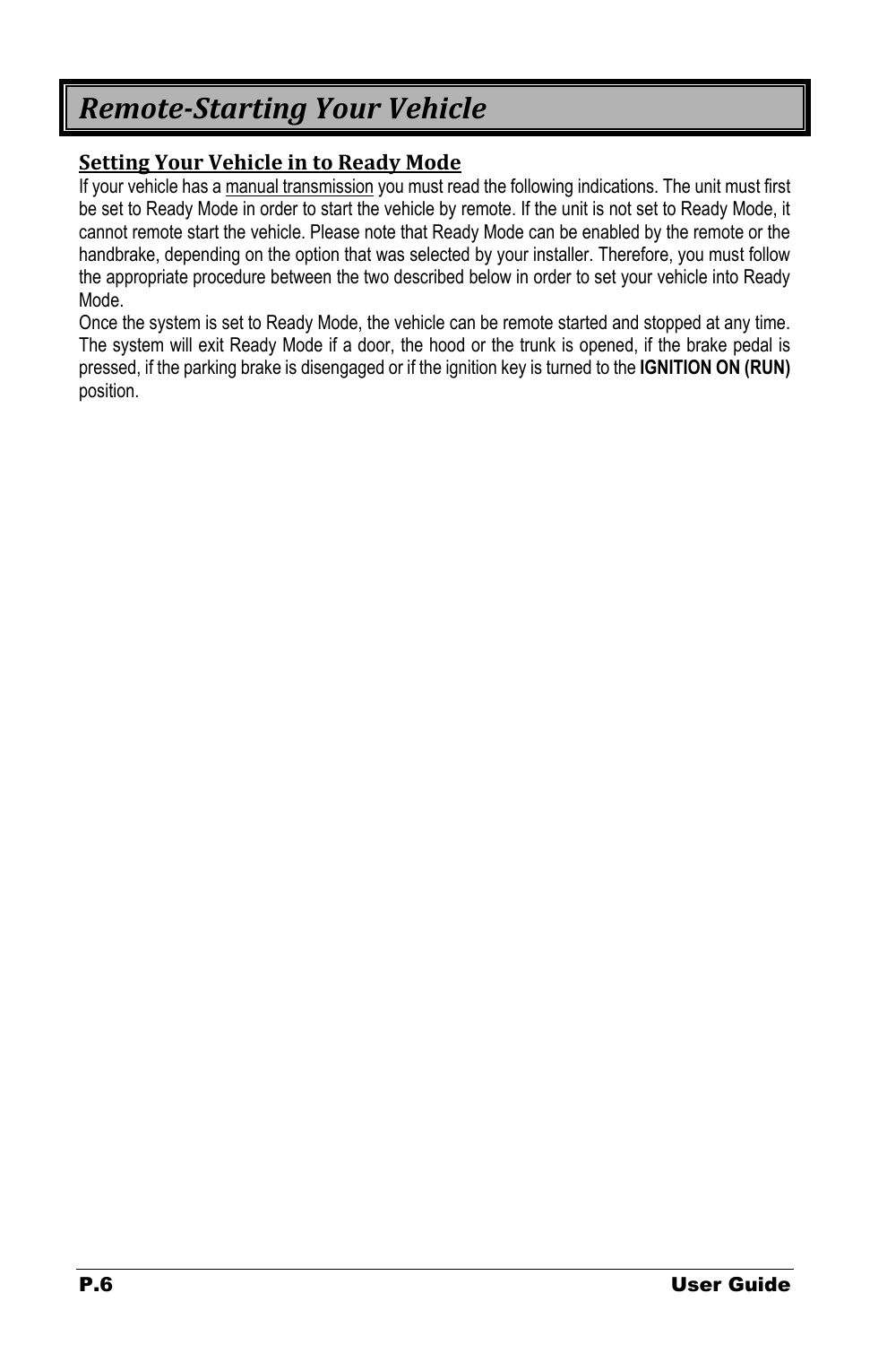# *Remote-Starting Your Vehicle*

## Setting Your Vehicle in to Ready Mode

If your vehicle has a manual transmission you must read the following indications. The unit must first be set to Ready Mode in order to start the vehicle by remote. If the unit is not set to Ready Mode, it cannot remote start the vehicle. Please note that Ready Mode can be enabled by the remote or the handbrake, depending on the option that was selected by your installer. Therefore, you must follow the appropriate procedure between the two described below in order to set your vehicle into Ready Mode.

Once the system is set to Ready Mode, the vehicle can be remote started and stopped at any time. The system will exit Ready Mode if a door, the hood or the trunk is opened, if the brake pedal is pressed, if the parking brake is disengaged or if the ignition key is turned to the **IGNITION ON (RUN)** position.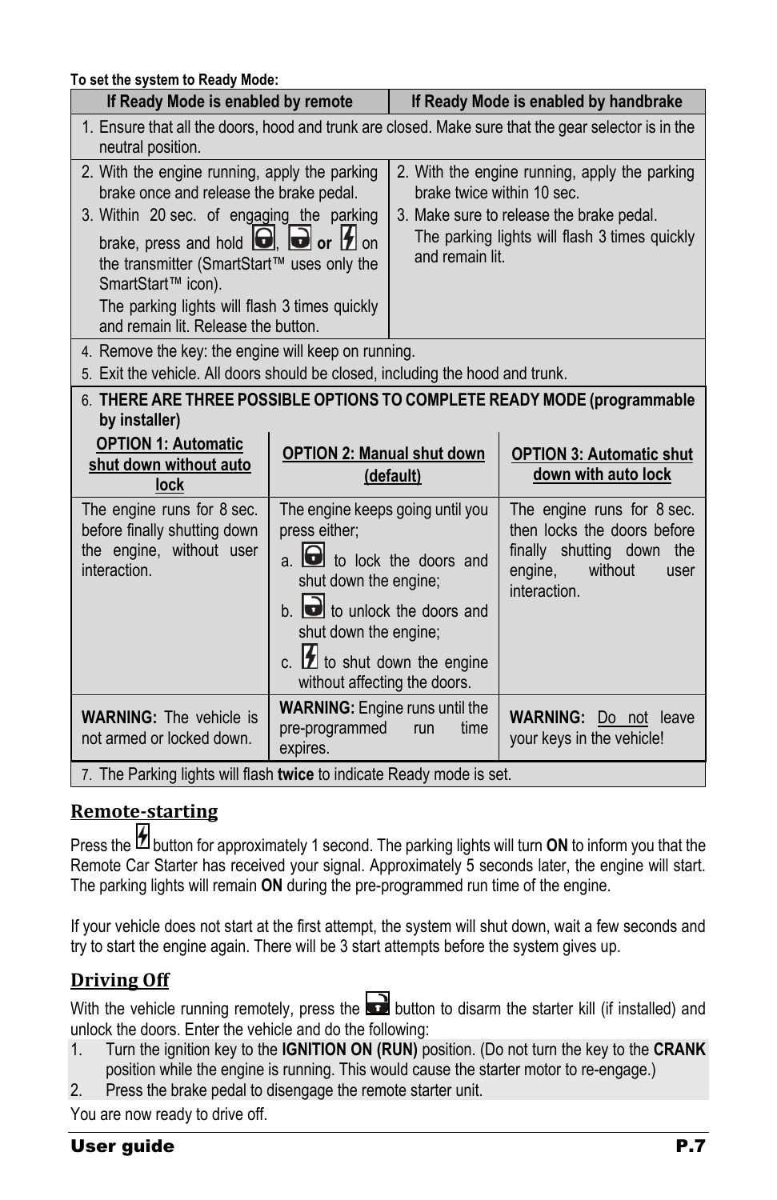**To set the system to Ready Mode:**

| If Ready Mode is enabled by remote | If Ready Mode is enabled by handbrake |
|---|---|
| 1. Ensure that all the doors, hood and trunk are closed. Make sure that the gear selector is in the neutral position. | |
| 2. With the engine running, apply the parking brake once and release the brake pedal. 3. Within 20 sec. of engaging the parking brake, press and hold [lock], [unlock] **or** [start] on the transmitter (SmartStart™ uses only the SmartStart™ icon). The parking lights will flash 3 times quickly and remain lit. Release the button. | 2. With the engine running, apply the parking brake twice within 10 sec. 3. Make sure to release the brake pedal. The parking lights will flash 3 times quickly and remain lit. |
| 4. Remove the key: the engine will keep on running. 5. Exit the vehicle. All doors should be closed, including the hood and trunk. | |

6. **THERE ARE THREE POSSIBLE OPTIONS TO COMPLETE READY MODE (programmable by installer)**

| OPTION 1: Automatic shut down without auto lock | OPTION 2: Manual shut down (default) | OPTION 3: Automatic shut down with auto lock |
|---|---|---|
| The engine runs for 8 sec. before finally shutting down the engine, without user interaction. | The engine keeps going until you press either; a. [lock] to lock the doors and shut down the engine; b. [unlock] to unlock the doors and shut down the engine; c. [start] to shut down the engine without affecting the doors. | The engine runs for 8 sec. then locks the doors before finally shutting down the engine, without user interaction. |
| **WARNING:** The vehicle is not armed or locked down. | **WARNING:** Engine runs until the pre-programmed run time expires. | **WARNING:** Do not leave your keys in the vehicle! |

7. The Parking lights will flash **twice** to indicate Ready mode is set.

## Remote-starting

Press the [start] button for approximately 1 second. The parking lights will turn **ON** to inform you that the Remote Car Starter has received your signal. Approximately 5 seconds later, the engine will start. The parking lights will remain **ON** during the pre-programmed run time of the engine.

If your vehicle does not start at the first attempt, the system will shut down, wait a few seconds and try to start the engine again. There will be 3 start attempts before the system gives up.

## Driving Off

With the vehicle running remotely, press the [unlock] button to disarm the starter kill (if installed) and unlock the doors. Enter the vehicle and do the following:

1. Turn the ignition key to the **IGNITION ON (RUN)** position. (Do not turn the key to the **CRANK** position while the engine is running. This would cause the starter motor to re-engage.)
2. Press the brake pedal to disengage the remote starter unit.

You are now ready to drive off.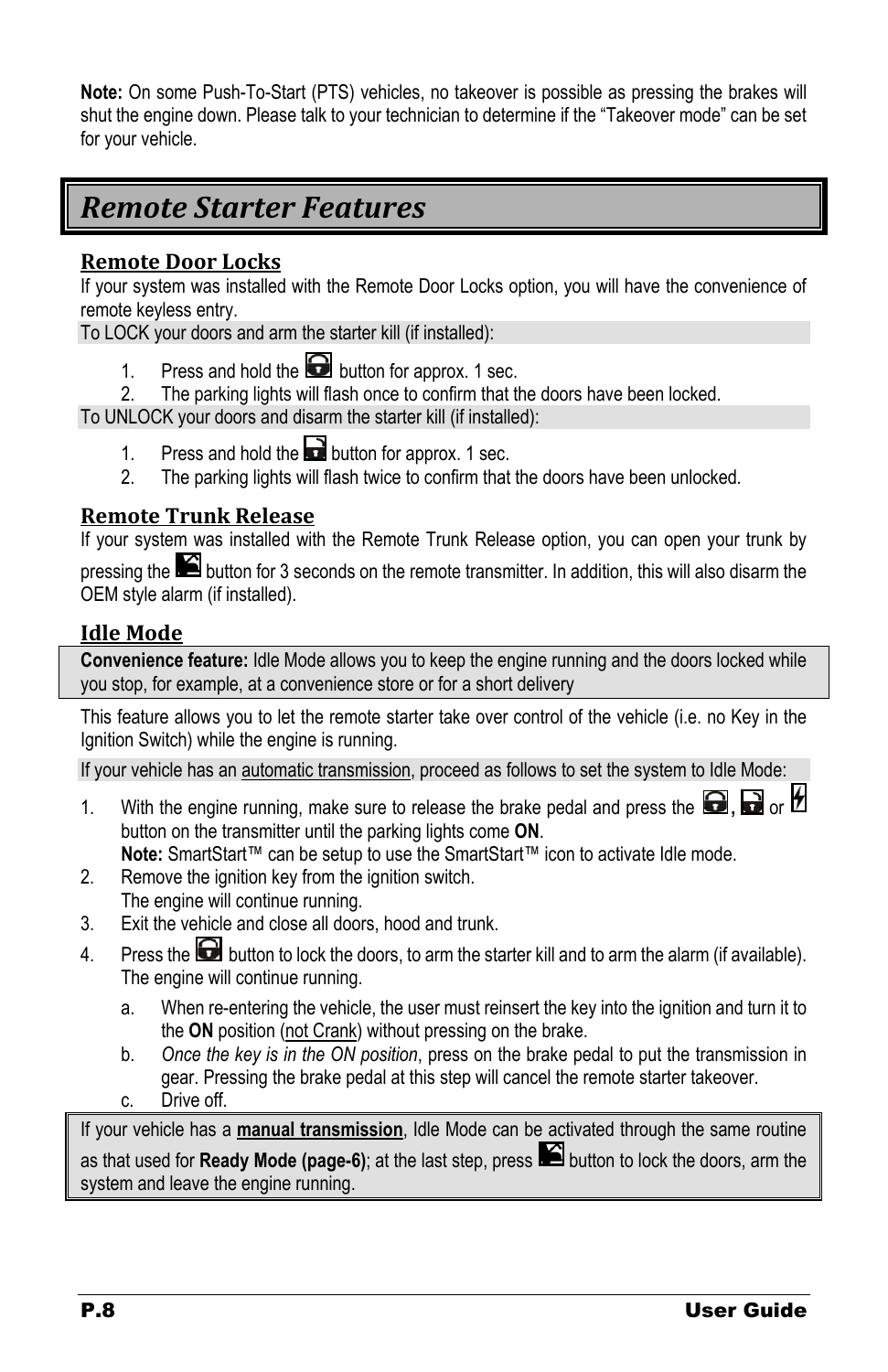**Note:** On some Push-To-Start (PTS) vehicles, no takeover is possible as pressing the brakes will shut the engine down. Please talk to your technician to determine if the "Takeover mode" can be set for your vehicle.

# *Remote Starter Features*

## Remote Door Locks

If your system was installed with the Remote Door Locks option, you will have the convenience of remote keyless entry.

To LOCK your doors and arm the starter kill (if installed):

1. Press and hold the button for approx. 1 sec.
2. The parking lights will flash once to confirm that the doors have been locked.

To UNLOCK your doors and disarm the starter kill (if installed):

1. Press and hold the button for approx. 1 sec.
2. The parking lights will flash twice to confirm that the doors have been unlocked.

## Remote Trunk Release

If your system was installed with the Remote Trunk Release option, you can open your trunk by pressing the button for 3 seconds on the remote transmitter. In addition, this will also disarm the OEM style alarm (if installed).

## Idle Mode

**Convenience feature:** Idle Mode allows you to keep the engine running and the doors locked while you stop, for example, at a convenience store or for a short delivery

This feature allows you to let the remote starter take over control of the vehicle (i.e. no Key in the Ignition Switch) while the engine is running.

If your vehicle has an automatic transmission, proceed as follows to set the system to Idle Mode:

1. With the engine running, make sure to release the brake pedal and press the , or button on the transmitter until the parking lights come **ON**.
   **Note:** SmartStart™ can be setup to use the SmartStart™ icon to activate Idle mode.
2. Remove the ignition key from the ignition switch.
   The engine will continue running.
3. Exit the vehicle and close all doors, hood and trunk.
4. Press the button to lock the doors, to arm the starter kill and to arm the alarm (if available). The engine will continue running.
   a. When re-entering the vehicle, the user must reinsert the key into the ignition and turn it to the **ON** position (not Crank) without pressing on the brake.
   b. *Once the key is in the ON position*, press on the brake pedal to put the transmission in gear. Pressing the brake pedal at this step will cancel the remote starter takeover.
   c. Drive off.

If your vehicle has a **manual transmission**, Idle Mode can be activated through the same routine as that used for **Ready Mode (page-6)**; at the last step, press button to lock the doors, arm the system and leave the engine running.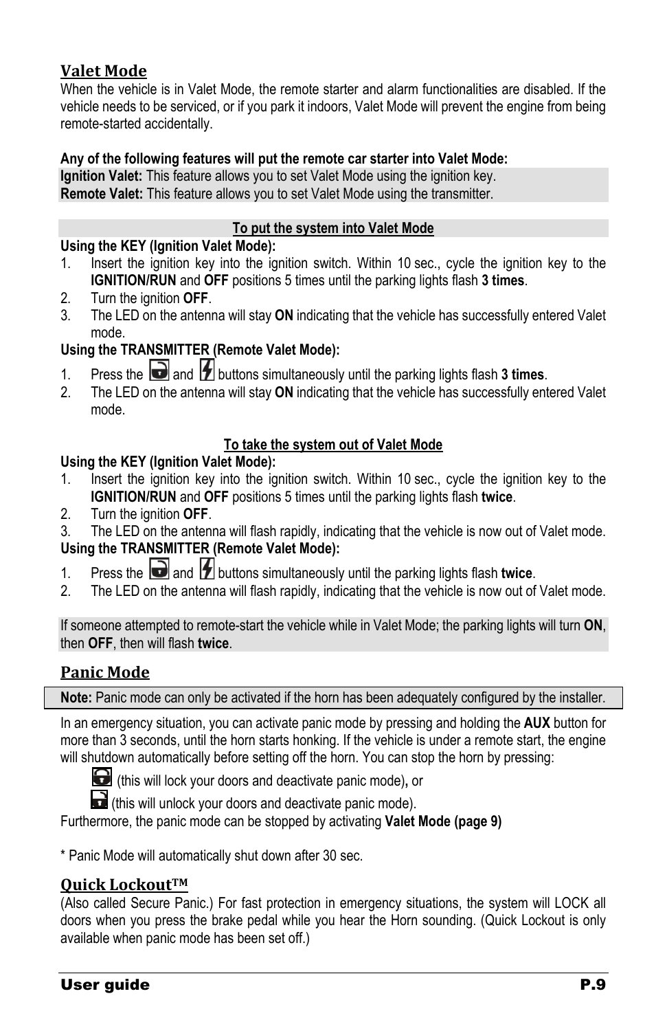## Valet Mode

When the vehicle is in Valet Mode, the remote starter and alarm functionalities are disabled. If the vehicle needs to be serviced, or if you park it indoors, Valet Mode will prevent the engine from being remote-started accidentally.

**Any of the following features will put the remote car starter into Valet Mode:**

**Ignition Valet:** This feature allows you to set Valet Mode using the ignition key.
**Remote Valet:** This feature allows you to set Valet Mode using the transmitter.

**To put the system into Valet Mode**

**Using the KEY (Ignition Valet Mode):**

1. Insert the ignition key into the ignition switch. Within 10 sec., cycle the ignition key to the **IGNITION/RUN** and **OFF** positions 5 times until the parking lights flash **3 times**.
2. Turn the ignition **OFF**.
3. The LED on the antenna will stay **ON** indicating that the vehicle has successfully entered Valet mode.

**Using the TRANSMITTER (Remote Valet Mode):**

1. Press the [unlock] and [start] buttons simultaneously until the parking lights flash **3 times**.
2. The LED on the antenna will stay **ON** indicating that the vehicle has successfully entered Valet mode.

**To take the system out of Valet Mode**

**Using the KEY (Ignition Valet Mode):**

1. Insert the ignition key into the ignition switch. Within 10 sec., cycle the ignition key to the **IGNITION/RUN** and **OFF** positions 5 times until the parking lights flash **twice**.
2. Turn the ignition **OFF**.
3. The LED on the antenna will flash rapidly, indicating that the vehicle is now out of Valet mode.

**Using the TRANSMITTER (Remote Valet Mode):**

1. Press the [unlock] and [start] buttons simultaneously until the parking lights flash **twice**.
2. The LED on the antenna will flash rapidly, indicating that the vehicle is now out of Valet mode.

If someone attempted to remote-start the vehicle while in Valet Mode; the parking lights will turn **ON**, then **OFF**, then will flash **twice**.

## Panic Mode

**Note:** Panic mode can only be activated if the horn has been adequately configured by the installer.

In an emergency situation, you can activate panic mode by pressing and holding the **AUX** button for more than 3 seconds, until the horn starts honking. If the vehicle is under a remote start, the engine will shutdown automatically before setting off the horn. You can stop the horn by pressing:

- [lock] (this will lock your doors and deactivate panic mode)**,** or
- [unlock] (this will unlock your doors and deactivate panic mode).

Furthermore, the panic mode can be stopped by activating **Valet Mode (page 9)**

* Panic Mode will automatically shut down after 30 sec.

## Quick Lockout™

(Also called Secure Panic.) For fast protection in emergency situations, the system will LOCK all doors when you press the brake pedal while you hear the Horn sounding. (Quick Lockout is only available when panic mode has been set off.)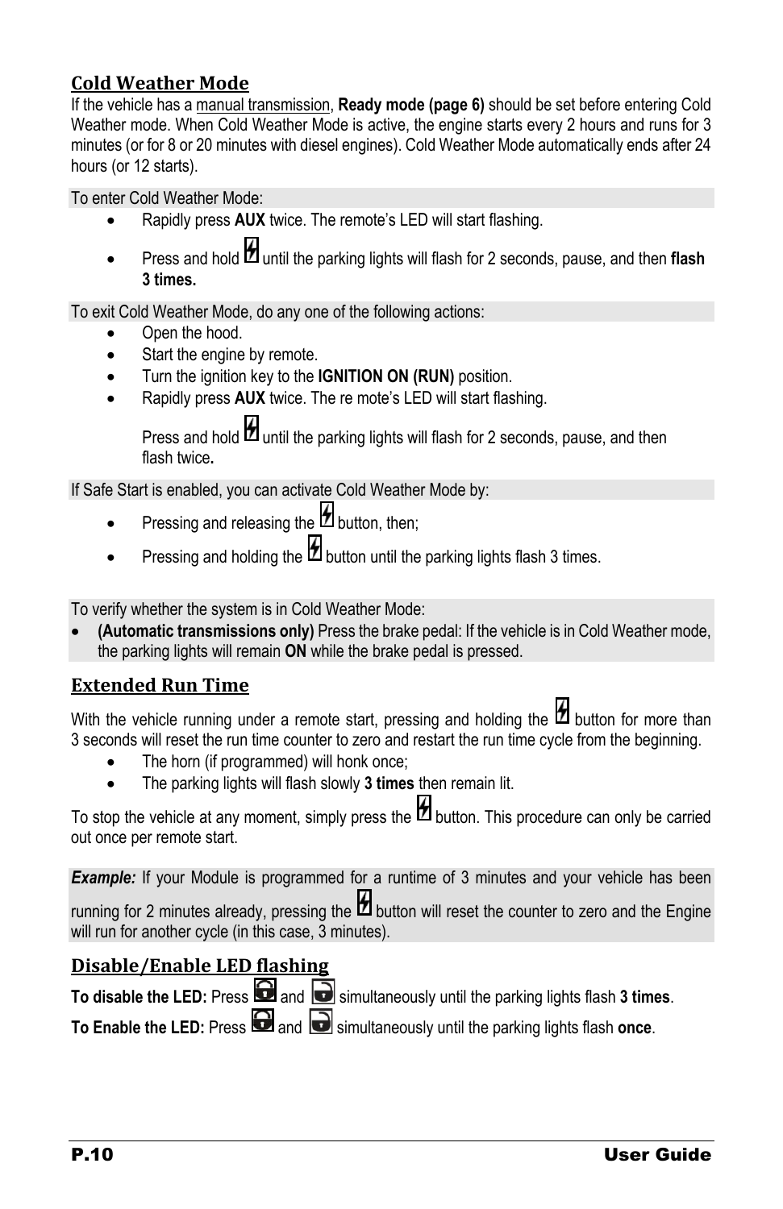## Cold Weather Mode

If the vehicle has a manual transmission, **Ready mode (page 6)** should be set before entering Cold Weather mode. When Cold Weather Mode is active, the engine starts every 2 hours and runs for 3 minutes (or for 8 or 20 minutes with diesel engines). Cold Weather Mode automatically ends after 24 hours (or 12 starts).

To enter Cold Weather Mode:

- Rapidly press **AUX** twice. The remote's LED will start flashing.
- Press and hold until the parking lights will flash for 2 seconds, pause, and then **flash 3 times.**

To exit Cold Weather Mode, do any one of the following actions:

- Open the hood.
- Start the engine by remote.
- Turn the ignition key to the **IGNITION ON (RUN)** position.
- Rapidly press **AUX** twice. The re mote's LED will start flashing.

  Press and hold until the parking lights will flash for 2 seconds, pause, and then flash twice**.**

If Safe Start is enabled, you can activate Cold Weather Mode by:

- Pressing and releasing the button, then;
- Pressing and holding the button until the parking lights flash 3 times.

To verify whether the system is in Cold Weather Mode:

- **(Automatic transmissions only)** Press the brake pedal: If the vehicle is in Cold Weather mode, the parking lights will remain **ON** while the brake pedal is pressed.

## Extended Run Time

With the vehicle running under a remote start, pressing and holding the button for more than 3 seconds will reset the run time counter to zero and restart the run time cycle from the beginning.

- The horn (if programmed) will honk once;
- The parking lights will flash slowly **3 times** then remain lit.

To stop the vehicle at any moment, simply press the button. This procedure can only be carried out once per remote start.

***Example:*** If your Module is programmed for a runtime of 3 minutes and your vehicle has been running for 2 minutes already, pressing the button will reset the counter to zero and the Engine will run for another cycle (in this case, 3 minutes).

## Disable/Enable LED flashing

**To disable the LED:** Press and simultaneously until the parking lights flash **3 times**.

**To Enable the LED:** Press and simultaneously until the parking lights flash **once**.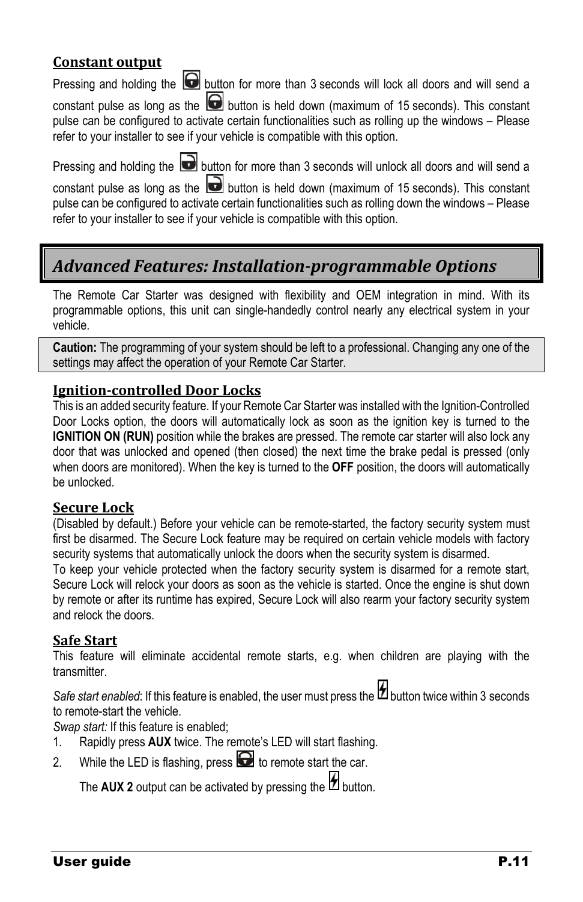### Constant output

Pressing and holding the 🔒 button for more than 3 seconds will lock all doors and will send a constant pulse as long as the 🔒 button is held down (maximum of 15 seconds). This constant pulse can be configured to activate certain functionalities such as rolling up the windows – Please refer to your installer to see if your vehicle is compatible with this option.

Pressing and holding the 🔓 button for more than 3 seconds will unlock all doors and will send a constant pulse as long as the 🔓 button is held down (maximum of 15 seconds). This constant pulse can be configured to activate certain functionalities such as rolling down the windows – Please refer to your installer to see if your vehicle is compatible with this option.

## *Advanced Features: Installation-programmable Options*

The Remote Car Starter was designed with flexibility and OEM integration in mind. With its programmable options, this unit can single-handedly control nearly any electrical system in your vehicle.

**Caution:** The programming of your system should be left to a professional. Changing any one of the settings may affect the operation of your Remote Car Starter.

### Ignition-controlled Door Locks

This is an added security feature. If your Remote Car Starter was installed with the Ignition-Controlled Door Locks option, the doors will automatically lock as soon as the ignition key is turned to the **IGNITION ON (RUN)** position while the brakes are pressed. The remote car starter will also lock any door that was unlocked and opened (then closed) the next time the brake pedal is pressed (only when doors are monitored). When the key is turned to the **OFF** position, the doors will automatically be unlocked.

### Secure Lock

(Disabled by default.) Before your vehicle can be remote-started, the factory security system must first be disarmed. The Secure Lock feature may be required on certain vehicle models with factory security systems that automatically unlock the doors when the security system is disarmed.

To keep your vehicle protected when the factory security system is disarmed for a remote start, Secure Lock will relock your doors as soon as the vehicle is started. Once the engine is shut down by remote or after its runtime has expired, Secure Lock will also rearm your factory security system and relock the doors.

### Safe Start

This feature will eliminate accidental remote starts, e.g. when children are playing with the transmitter.

*Safe start enabled*: If this feature is enabled, the user must press the ⚡ button twice within 3 seconds to remote-start the vehicle.

*Swap start:* If this feature is enabled;

1. Rapidly press **AUX** twice. The remote's LED will start flashing.
2. While the LED is flashing, press 🔒 to remote start the car.

   The **AUX 2** output can be activated by pressing the ⚡ button.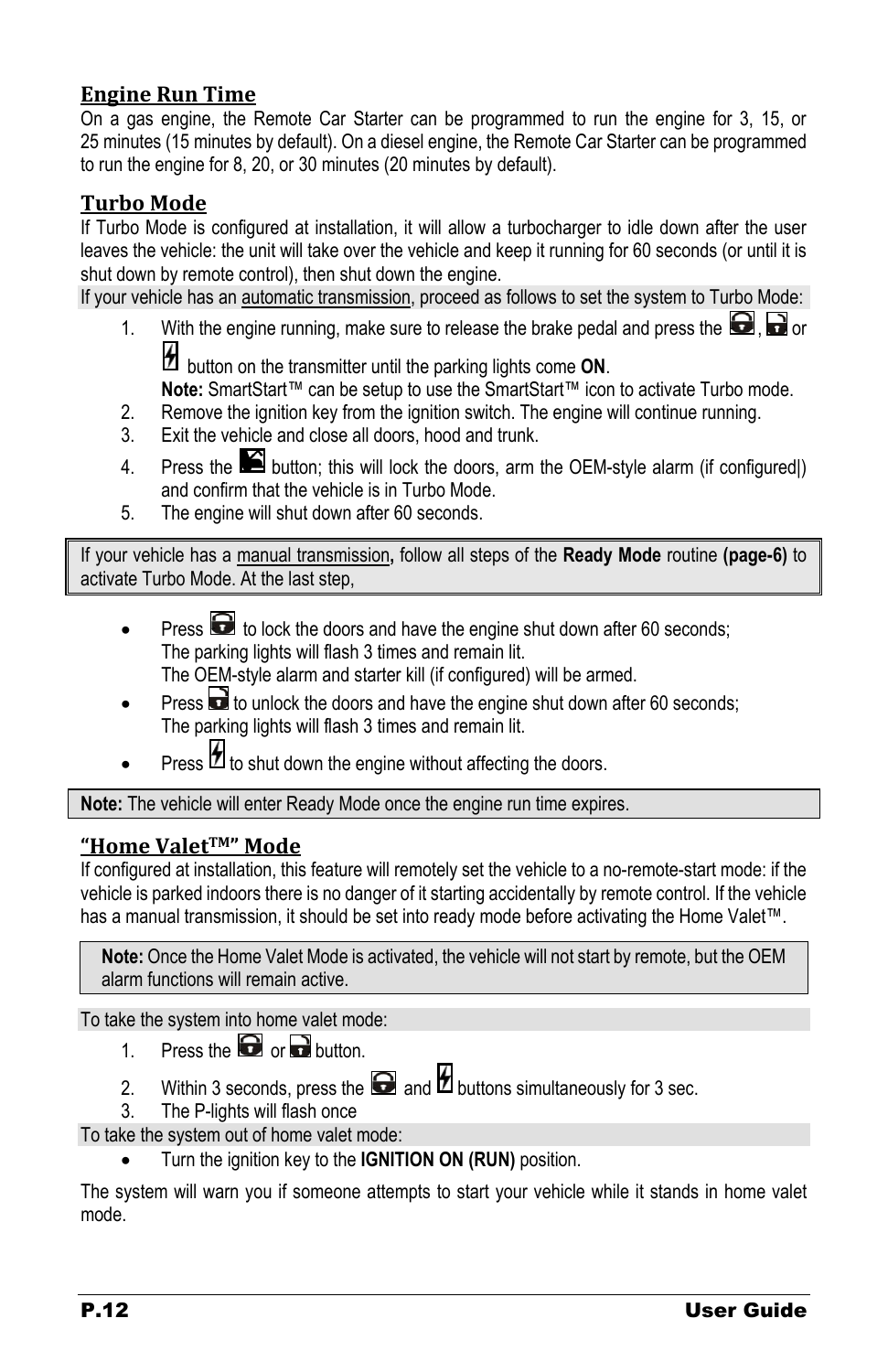## Engine Run Time

On a gas engine, the Remote Car Starter can be programmed to run the engine for 3, 15, or 25 minutes (15 minutes by default). On a diesel engine, the Remote Car Starter can be programmed to run the engine for 8, 20, or 30 minutes (20 minutes by default).

## Turbo Mode

If Turbo Mode is configured at installation, it will allow a turbocharger to idle down after the user leaves the vehicle: the unit will take over the vehicle and keep it running for 60 seconds (or until it is shut down by remote control), then shut down the engine.

If your vehicle has an automatic transmission, proceed as follows to set the system to Turbo Mode:

1. With the engine running, make sure to release the brake pedal and press the , or button on the transmitter until the parking lights come **ON**.
   **Note:** SmartStart™ can be setup to use the SmartStart™ icon to activate Turbo mode.
2. Remove the ignition key from the ignition switch. The engine will continue running.
3. Exit the vehicle and close all doors, hood and trunk.
4. Press the button; this will lock the doors, arm the OEM-style alarm (if configured|) and confirm that the vehicle is in Turbo Mode.
5. The engine will shut down after 60 seconds.

If your vehicle has a manual transmission**,** follow all steps of the **Ready Mode** routine **(page-6)** to activate Turbo Mode. At the last step,

- Press to lock the doors and have the engine shut down after 60 seconds;
  The parking lights will flash 3 times and remain lit.
  The OEM-style alarm and starter kill (if configured) will be armed.
- Press to unlock the doors and have the engine shut down after 60 seconds;
  The parking lights will flash 3 times and remain lit.
- Press to shut down the engine without affecting the doors.

**Note:** The vehicle will enter Ready Mode once the engine run time expires.

## "Home Valet™" Mode

If configured at installation, this feature will remotely set the vehicle to a no-remote-start mode: if the vehicle is parked indoors there is no danger of it starting accidentally by remote control. If the vehicle has a manual transmission, it should be set into ready mode before activating the Home Valet™.

**Note:** Once the Home Valet Mode is activated, the vehicle will not start by remote, but the OEM alarm functions will remain active.

To take the system into home valet mode:

1. Press the or button.
2. Within 3 seconds, press the and buttons simultaneously for 3 sec.
3. The P-lights will flash once

To take the system out of home valet mode:

- Turn the ignition key to the **IGNITION ON (RUN)** position.

The system will warn you if someone attempts to start your vehicle while it stands in home valet mode.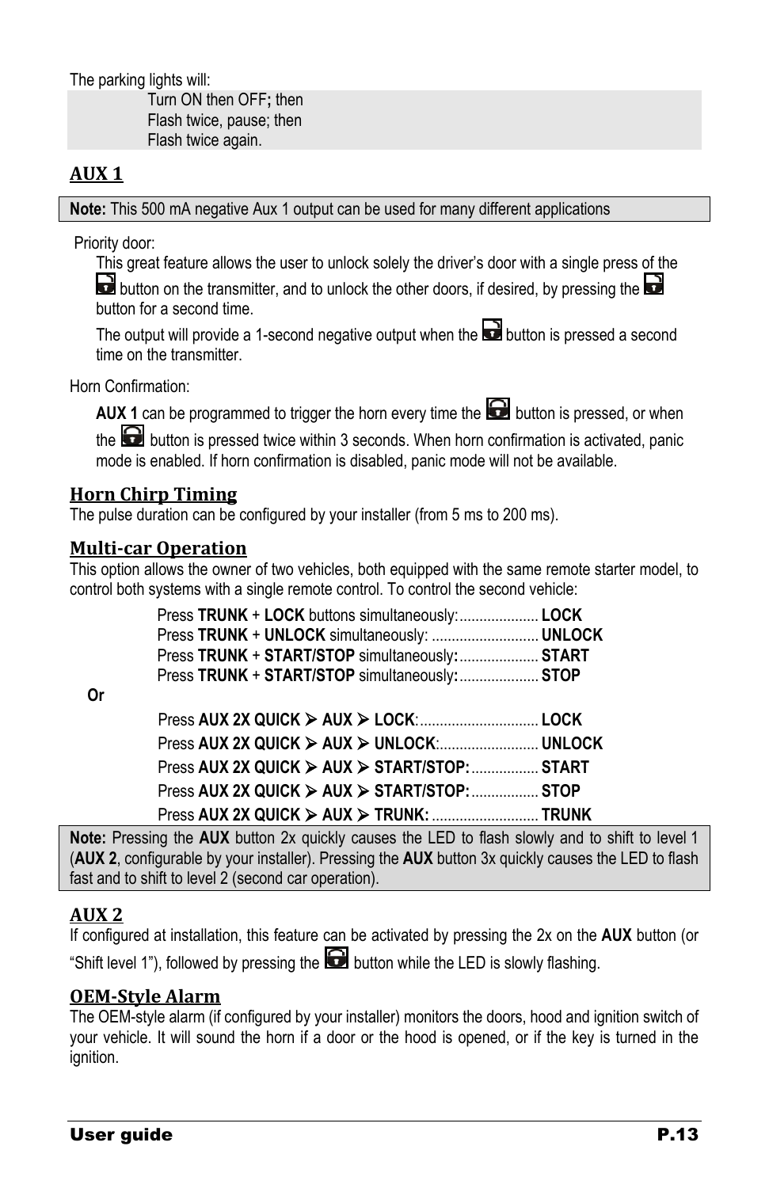The parking lights will:

> Turn ON then OFF**;** then
> Flash twice, pause; then
> Flash twice again.

## AUX 1

> **Note:** This 500 mA negative Aux 1 output can be used for many different applications

Priority door:

This great feature allows the user to unlock solely the driver's door with a single press of the button on the transmitter, and to unlock the other doors, if desired, by pressing the button for a second time.

The output will provide a 1-second negative output when the button is pressed a second time on the transmitter.

Horn Confirmation:

**AUX 1** can be programmed to trigger the horn every time the button is pressed, or when the button is pressed twice within 3 seconds. When horn confirmation is activated, panic mode is enabled. If horn confirmation is disabled, panic mode will not be available.

## Horn Chirp Timing

The pulse duration can be configured by your installer (from 5 ms to 200 ms).

## Multi-car Operation

This option allows the owner of two vehicles, both equipped with the same remote starter model, to control both systems with a single remote control. To control the second vehicle:

Press **TRUNK** + **LOCK** buttons simultaneously:.................... **LOCK**
Press **TRUNK** + **UNLOCK** simultaneously: ........................... **UNLOCK**
Press **TRUNK** + **START/STOP** simultaneously**:**.................... **START**
Press **TRUNK** + **START/STOP** simultaneously**:**.................... **STOP**

**Or**

Press **AUX 2X QUICK** ⮞ **AUX** ⮞ **LOCK**:.............................. **LOCK**
Press **AUX 2X QUICK** ⮞ **AUX** ⮞ **UNLOCK**:......................... **UNLOCK**
Press **AUX 2X QUICK** ⮞ **AUX** ⮞ **START/STOP:**................. **START**
Press **AUX 2X QUICK** ⮞ **AUX** ⮞ **START/STOP:**................. **STOP**
Press **AUX 2X QUICK** ⮞ **AUX** ⮞ **TRUNK:**........................... **TRUNK**

> **Note:** Pressing the **AUX** button 2x quickly causes the LED to flash slowly and to shift to level 1 (**AUX 2**, configurable by your installer). Pressing the **AUX** button 3x quickly causes the LED to flash fast and to shift to level 2 (second car operation).

## AUX 2

If configured at installation, this feature can be activated by pressing the 2x on the **AUX** button (or "Shift level 1"), followed by pressing the button while the LED is slowly flashing.

## OEM-Style Alarm

The OEM-style alarm (if configured by your installer) monitors the doors, hood and ignition switch of your vehicle. It will sound the horn if a door or the hood is opened, or if the key is turned in the ignition.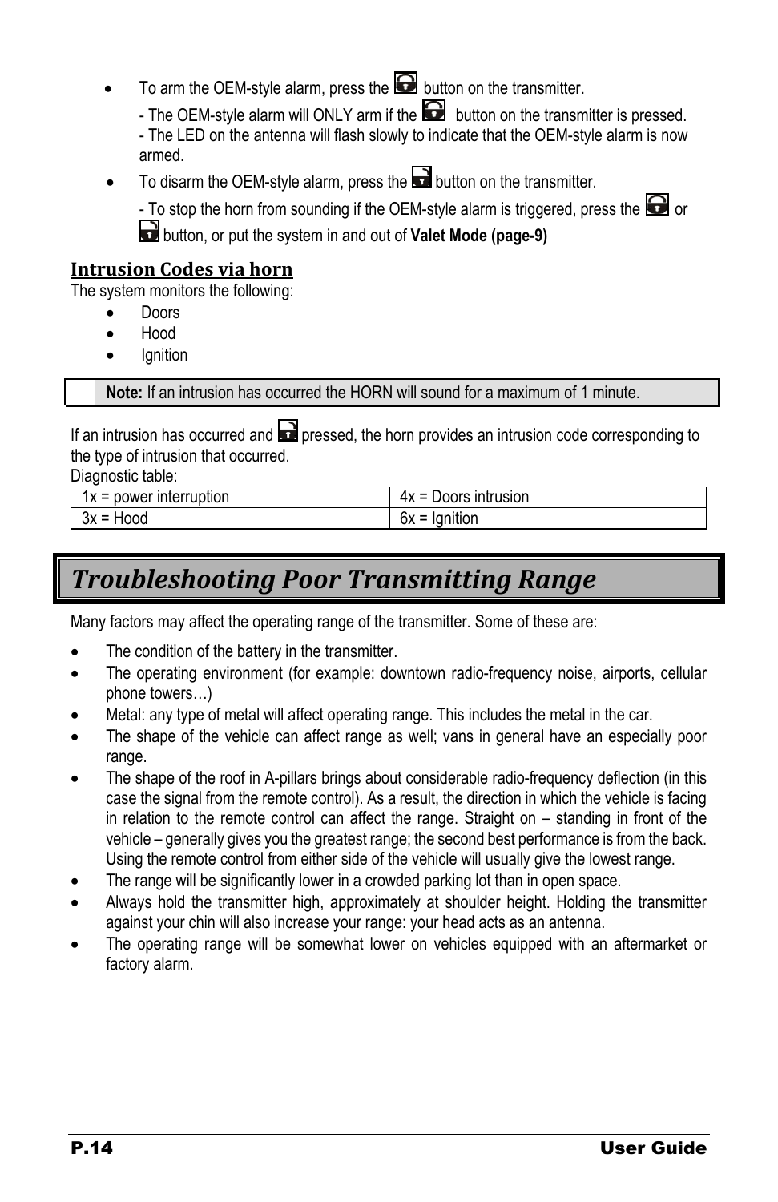- To arm the OEM-style alarm, press the  button on the transmitter.

  - The OEM-style alarm will ONLY arm if the  button on the transmitter is pressed.
  - The LED on the antenna will flash slowly to indicate that the OEM-style alarm is now armed.

- To disarm the OEM-style alarm, press the  button on the transmitter.

  - To stop the horn from sounding if the OEM-style alarm is triggered, press the  or  button, or put the system in and out of **Valet Mode (page-9)**

### Intrusion Codes via horn

The system monitors the following:

- Doors
- Hood
- Ignition

> **Note:** If an intrusion has occurred the HORN will sound for a maximum of 1 minute.

If an intrusion has occurred and  pressed, the horn provides an intrusion code corresponding to the type of intrusion that occurred.

Diagnostic table:

| 1x = power interruption | 4x = Doors intrusion |
|---|---|
| 3x = Hood | 6x = Ignition |

## *Troubleshooting Poor Transmitting Range*

Many factors may affect the operating range of the transmitter. Some of these are:

- The condition of the battery in the transmitter.
- The operating environment (for example: downtown radio-frequency noise, airports, cellular phone towers…)
- Metal: any type of metal will affect operating range. This includes the metal in the car.
- The shape of the vehicle can affect range as well; vans in general have an especially poor range.
- The shape of the roof in A-pillars brings about considerable radio-frequency deflection (in this case the signal from the remote control). As a result, the direction in which the vehicle is facing in relation to the remote control can affect the range. Straight on – standing in front of the vehicle – generally gives you the greatest range; the second best performance is from the back. Using the remote control from either side of the vehicle will usually give the lowest range.
- The range will be significantly lower in a crowded parking lot than in open space.
- Always hold the transmitter high, approximately at shoulder height. Holding the transmitter against your chin will also increase your range: your head acts as an antenna.
- The operating range will be somewhat lower on vehicles equipped with an aftermarket or factory alarm.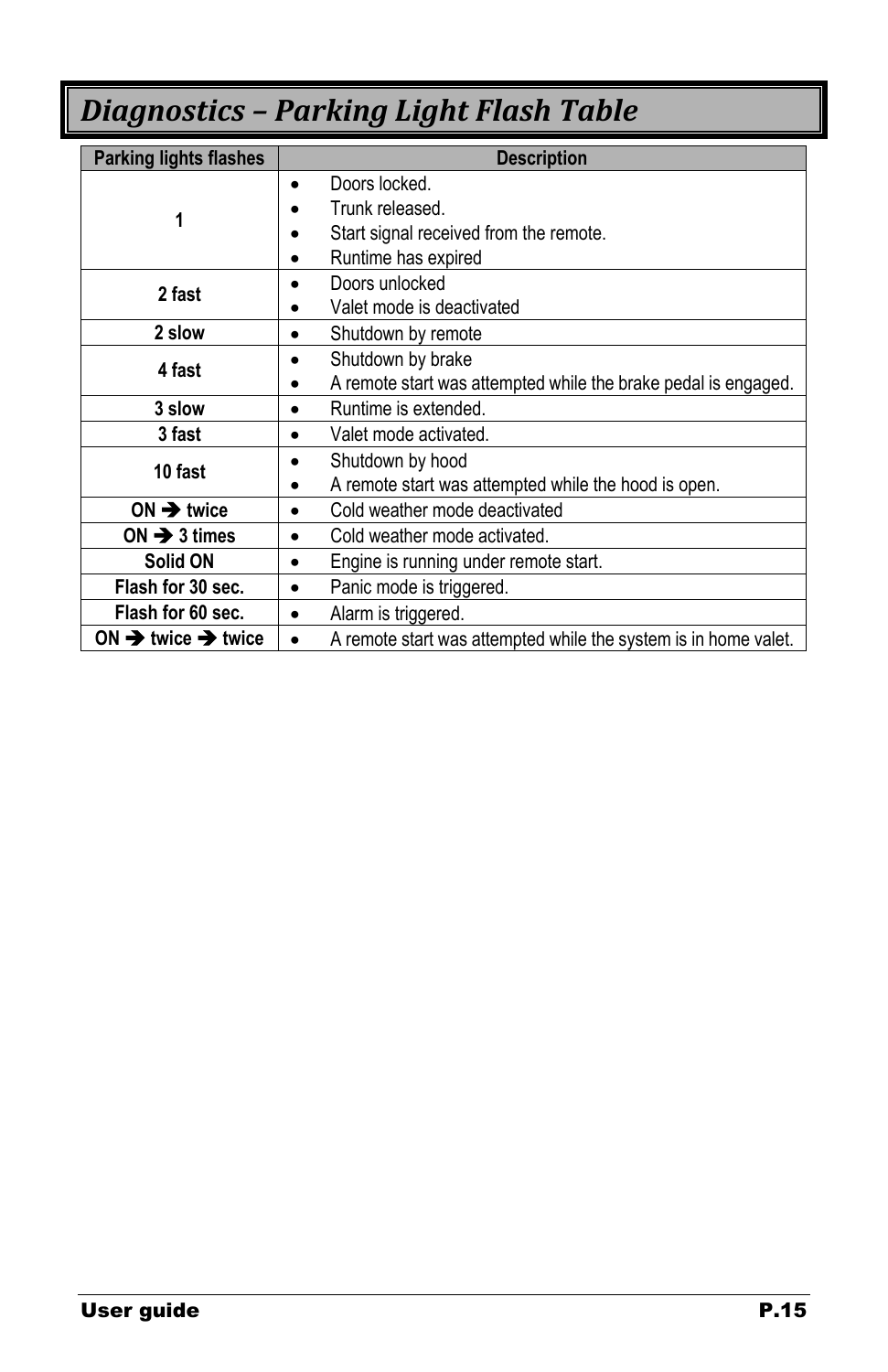# *Diagnostics – Parking Light Flash Table*

| Parking lights flashes | Description |
|---|---|
| **1** | • Doors locked.<br>• Trunk released.<br>• Start signal received from the remote.<br>• Runtime has expired |
| **2 fast** | • Doors unlocked<br>• Valet mode is deactivated |
| **2 slow** | • Shutdown by remote |
| **4 fast** | • Shutdown by brake<br>• A remote start was attempted while the brake pedal is engaged. |
| **3 slow** | • Runtime is extended. |
| **3 fast** | • Valet mode activated. |
| **10 fast** | • Shutdown by hood<br>• A remote start was attempted while the hood is open. |
| **ON ➔ twice** | • Cold weather mode deactivated |
| **ON ➔ 3 times** | • Cold weather mode activated. |
| **Solid ON** | • Engine is running under remote start. |
| **Flash for 30 sec.** | • Panic mode is triggered. |
| **Flash for 60 sec.** | • Alarm is triggered. |
| **ON ➔ twice ➔ twice** | • A remote start was attempted while the system is in home valet. |